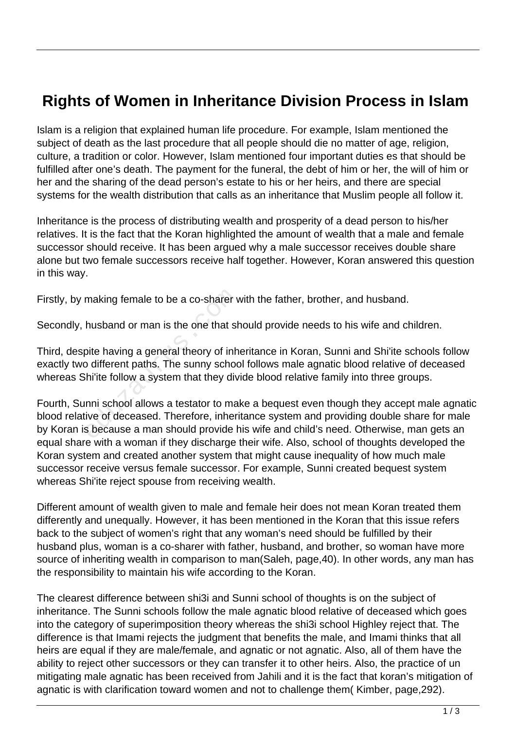# Rights of Women in Inheritance Division Process in Islam

Islam is a religion that explained human life procedure. For example, Islam mentioned the subject of death as the last procedure that all people should die no matter of age, religion, culture, a tradition or color. However, Islam mentioned four important duties es that should be fulfilled after one's death. The payment for the funeral, the debt of him or her, the will of him or her and the sharing of the dead person's estate to his or her heirs, and there are special systems for the wealth distribution that calls as an inheritance that Muslim people all follow it.

Inheritance is the process of distributing wealth and prosperity of a dead person to his/her relatives. It is the fact that the Koran highlighted the amount of wealth that a male and female successor should receive. It has been argued why a male successor receives double share alone but two female successors receive half together. However, Koran answered this question in this way.

Firstly, by making female to be a co-sharer with the father, brother, and husband.

Secondly, husband or man is the one that should provide needs to his wife and children.

Third, despite having a general theory of inheritance in Koran, Sunni and Shi'ite schools follow exactly two different paths. The sunny school follows male agnatic blood relative of deceased whereas Shi'ite follow a system that they divide blood relative family into three groups.

Fourth, Sunni school allows a testator to make a bequest even though they accept male agnatic blood relative of deceased. Therefore, inheritance system and providing double share for male by Koran is because a man should provide his wife and child's need. Otherwise, man gets an equal share with a woman if they discharge their wife. Also, school of thoughts developed the Koran system and created another system that might cause inequality of how much male successor receive versus female successor. For example, Sunni created bequest system whereas Shi'ite reject spouse from receiving wealth.

Different amount of wealth given to male and female heir does not mean Koran treated them differently and unequally. However, it has been mentioned in the Koran that this issue refers back to the subject of women's right that any woman's need should be fulfilled by their husband plus, woman is a co-sharer with father, husband, and brother, so woman have more source of inheriting wealth in comparison to man(Saleh, page,40). In other words, any man has the responsibility to maintain his wife according to the Koran.

The clearest difference between shi3i and Sunni school of thoughts is on the subject of inheritance. The Sunni schools follow the male agnatic blood relative of deceased which goes into the category of superimposition theory whereas the shi3i school Highley reject that. The difference is that Imami rejects the judgment that benefits the male, and Imami thinks that all heirs are equal if they are male/female, and agnatic or not agnatic. Also, all of them have the ability to reject other successors or they can transfer it to other heirs. Also, the practice of un mitigating male agnatic has been received from Jahili and it is the fact that koran's mitigation of agnatic is with clarification toward women and not to challenge them( Kimber, page,292).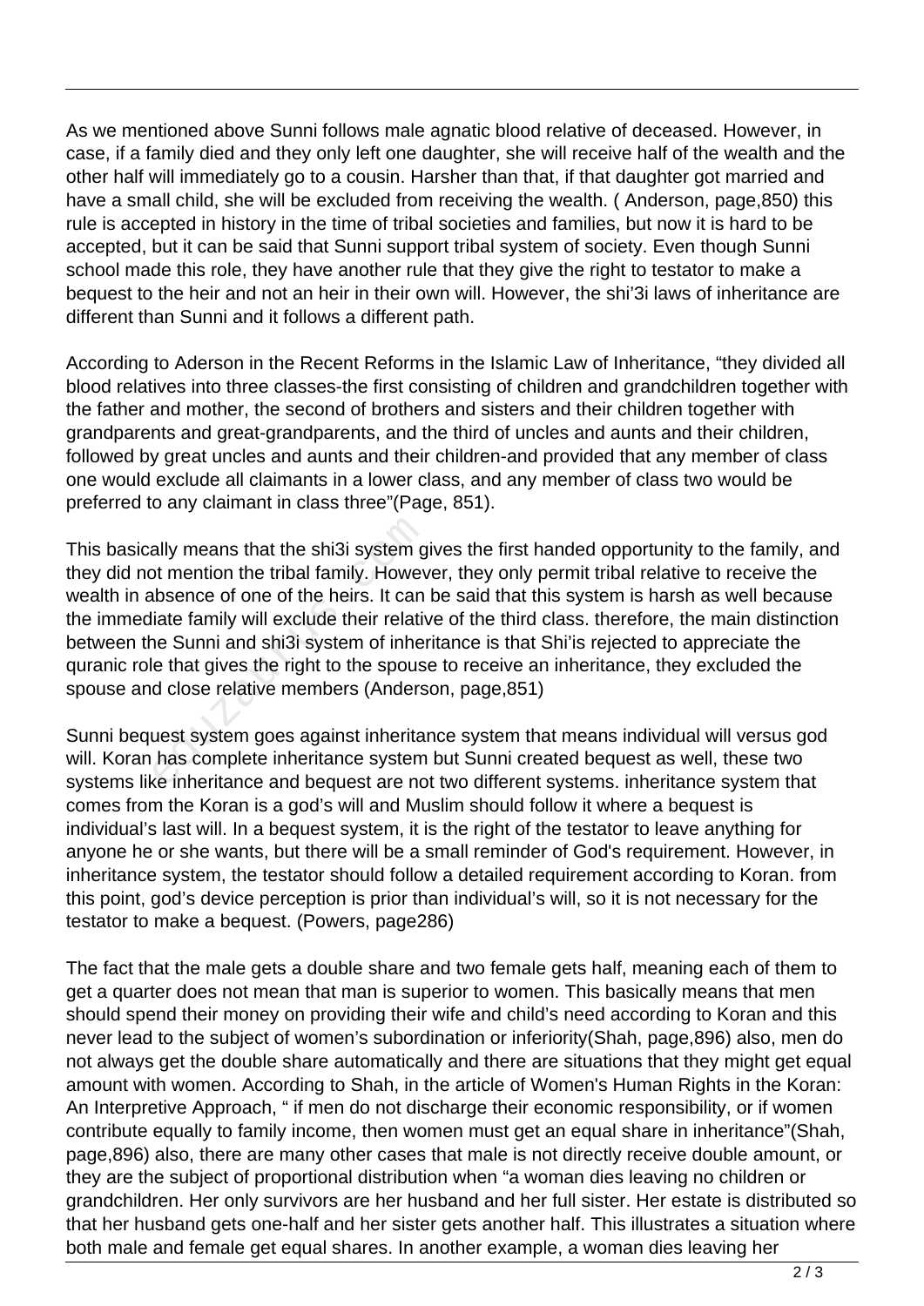As we mentioned above Sunni follows male agnatic blood relative of deceased. However, in case, if a family died and they only left one daughter, she will receive half of the wealth and the other half will immediately go to a cousin. Harsher than that, if that daughter got married and have a small child, she will be excluded from receiving the wealth. ( Anderson, page,850) this rule is accepted in history in the time of tribal societies and families, but now it is hard to be accepted, but it can be said that Sunni support tribal system of society. Even though Sunni school made this role, they have another rule that they give the right to testator to make a bequest to the heir and not an heir in their own will. However, the shi'3i laws of inheritance are different than Sunni and it follows a different path.

According to Aderson in the Recent Reforms in the Islamic Law of Inheritance, "they divided all blood relatives into three classes-the first consisting of children and grandchildren together with the father and mother, the second of brothers and sisters and their children together with grandparents and great-grandparents, and the third of uncles and aunts and their children, followed by great uncles and aunts and their children-and provided that any member of class one would exclude all claimants in a lower class, and any member of class two would be preferred to any claimant in class three"(Page, 851).

This basically means that the shi3i system gives the first handed opportunity to the family, and they did not mention the tribal family. However, they only permit tribal relative to receive the wealth in absence of one of the heirs. It can be said that this system is harsh as well because the immediate family will exclude their relative of the third class. therefore, the main distinction between the Sunni and shi3i system of inheritance is that Shi'is rejected to appreciate the quranic role that gives the right to the spouse to receive an inheritance, they excluded the spouse and close relative members (Anderson, page,851)

Sunni bequest system goes against inheritance system that means individual will versus god will. Koran has complete inheritance system but Sunni created bequest as well, these two systems like inheritance and bequest are not two different systems. inheritance system that comes from the Koran is a god's will and Muslim should follow it where a bequest is individual's last will. In a bequest system, it is the right of the testator to leave anything for anyone he or she wants, but there will be a small reminder of God's requirement. However, in inheritance system, the testator should follow a detailed requirement according to Koran. from this point, god's device perception is prior than individual's will, so it is not necessary for the testator to make a bequest. (Powers, page286)

The fact that the male gets a double share and two female gets half, meaning each of them to get a quarter does not mean that man is superior to women. This basically means that men should spend their money on providing their wife and child's need according to Koran and this never lead to the subject of women's subordination or inferiority(Shah, page,896) also, men do not always get the double share automatically and there are situations that they might get equal amount with women. According to Shah, in the article of Women's Human Rights in the Koran: An Interpretive Approach, " if men do not discharge their economic responsibility, or if women contribute equally to family income, then women must get an equal share in inheritance"(Shah, page,896) also, there are many other cases that male is not directly receive double amount, or they are the subject of proportional distribution when "a woman dies leaving no children or grandchildren. Her only survivors are her husband and her full sister. Her estate is distributed so that her husband gets one-half and her sister gets another half. This illustrates a situation where both male and female get equal shares. In another example, a woman dies leaving her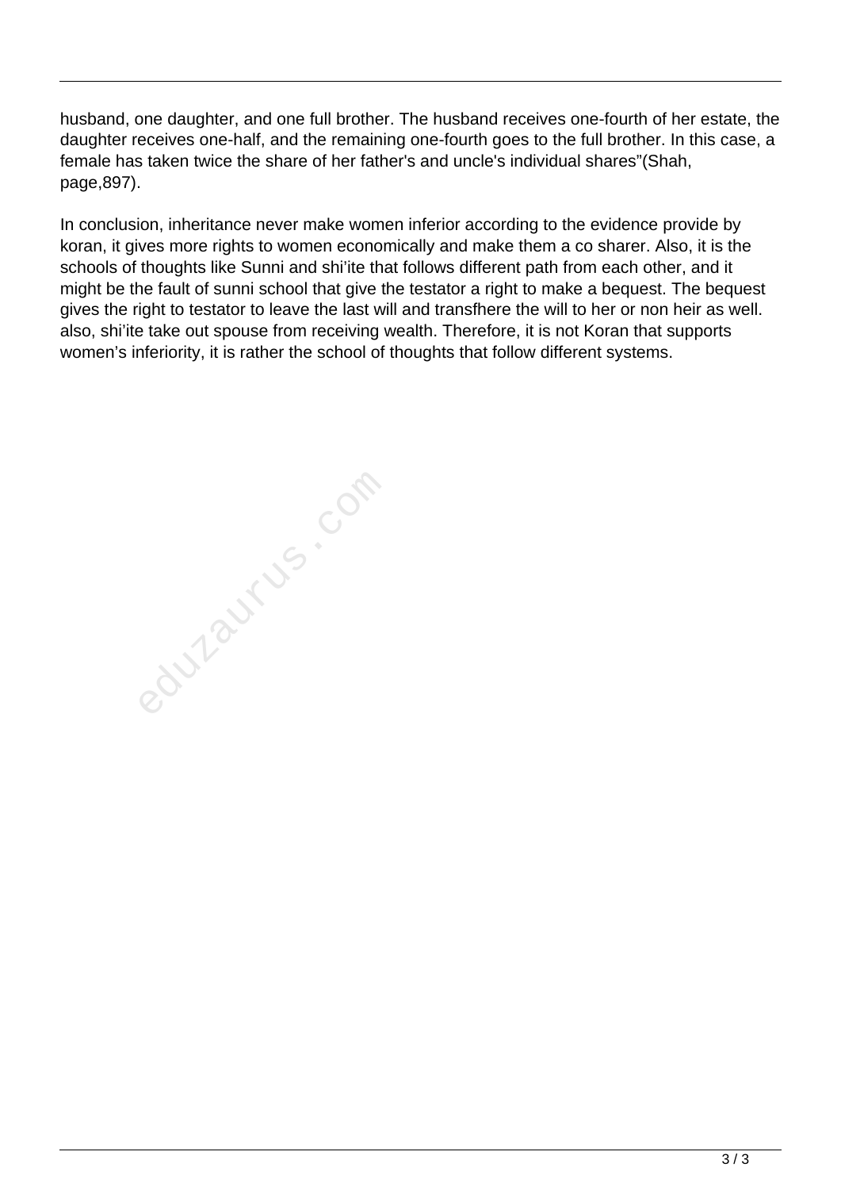husband, one daughter, and one full brother. The husband receives one-fourth of her estate, the daughter receives one-half, and the remaining one-fourth goes to the full brother. In this case, a female has taken twice the share of her father's and uncle's individual shares"(Shah, page,897).

In conclusion, inheritance never make women inferior according to the evidence provide by koran, it gives more rights to women economically and make them a co sharer. Also, it is the schools of thoughts like Sunni and shi'ite that follows different path from each other, and it might be the fault of sunni school that give the testator a right to make a bequest. The bequest gives the right to testator to leave the last will and transfhere the will to her or non heir as well. also, shi'ite take out spouse from receiving wealth. Therefore, it is not Koran that supports women's inferiority, it is rather the school of thoughts that follow different systems.